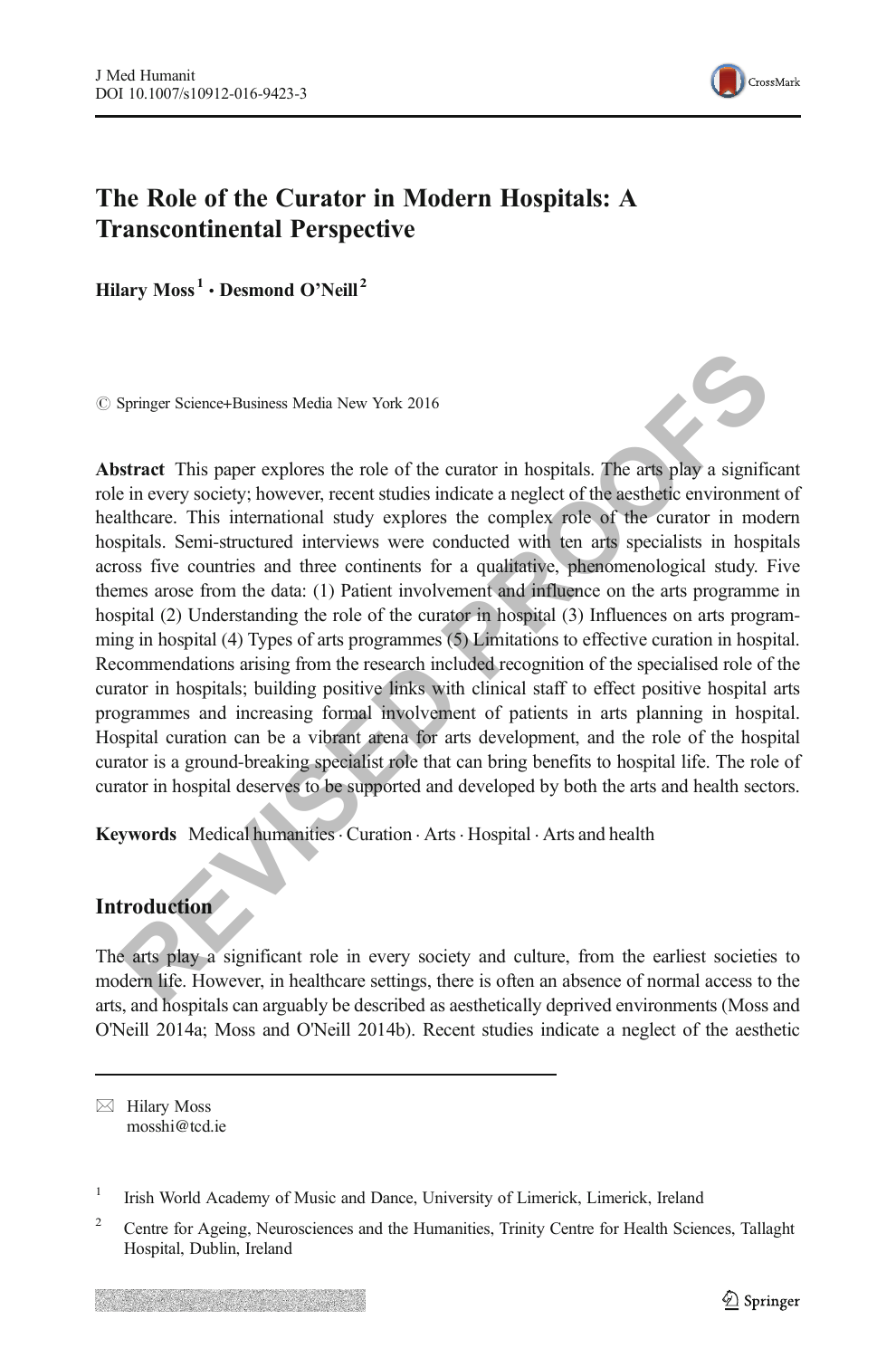# The Role of the Curator in Modern Hospitals: A Transcontinental Perspective

**Hilary Moss**[1] · **Desmond O'Neill**[2]

© Springer Science+Business Media New York 2016

**Abstract** This paper explores the role of the curator in hospitals. The arts play a significant role in every society; however, recent studies indicate a neglect of the aesthetic environment of healthcare. This international study explores the complex role of the curator in modern hospitals. Semi-structured interviews were conducted with ten arts specialists in hospitals across five countries and three continents for a qualitative, phenomenological study. Five themes arose from the data: (1) Patient involvement and influence on the arts programme in hospital (2) Understanding the role of the curator in hospital (3) Influences on arts programming in hospital (4) Types of arts programmes (5) Limitations to effective curation in hospital. Recommendations arising from the research included recognition of the specialised role of the curator in hospitals; building positive links with clinical staff to effect positive hospital arts programmes and increasing formal involvement of patients in arts planning in hospital. Hospital curation can be a vibrant arena for arts development, and the role of the hospital curator is a ground-breaking specialist role that can bring benefits to hospital life. The role of curator in hospital deserves to be supported and developed by both the arts and health sectors.

**Keywords** Medical humanities · Curation · Arts · Hospital · Arts and health

## Introduction

The arts play a significant role in every society and culture, from the earliest societies to modern life. However, in healthcare settings, there is often an absence of normal access to the arts, and hospitals can arguably be described as aesthetically deprived environments (Moss and O'Neill 2014a; Moss and O'Neill 2014b). Recent studies indicate a neglect of the aesthetic

✉ Hilary Moss
mosshi@tcd.ie

[1] Irish World Academy of Music and Dance, University of Limerick, Limerick, Ireland

[2] Centre for Ageing, Neurosciences and the Humanities, Trinity Centre for Health Sciences, Tallaght Hospital, Dublin, Ireland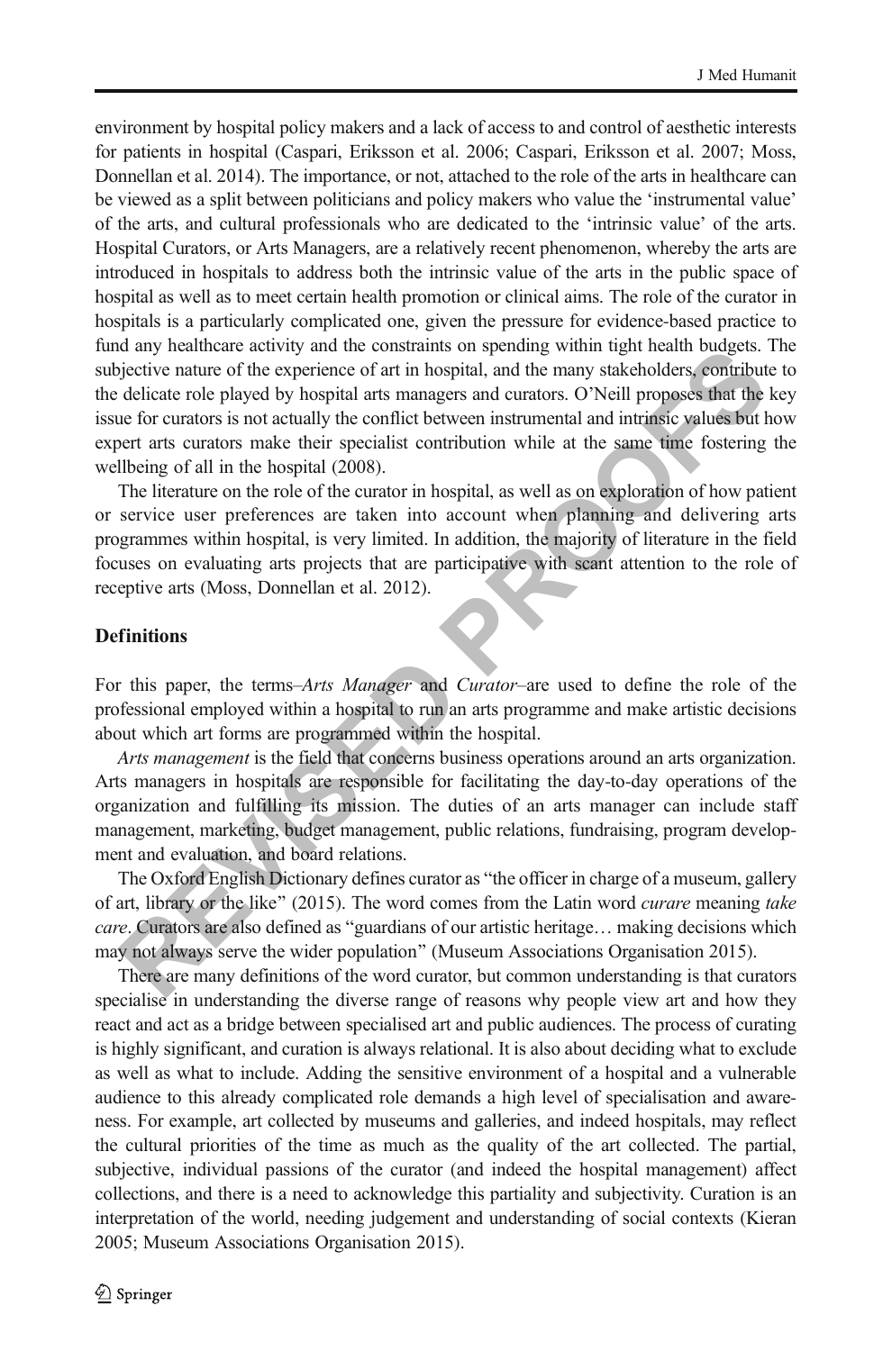environment by hospital policy makers and a lack of access to and control of aesthetic interests for patients in hospital (Caspari, Eriksson et al. 2006; Caspari, Eriksson et al. 2007; Moss, Donnellan et al. 2014). The importance, or not, attached to the role of the arts in healthcare can be viewed as a split between politicians and policy makers who value the 'instrumental value' of the arts, and cultural professionals who are dedicated to the 'intrinsic value' of the arts. Hospital Curators, or Arts Managers, are a relatively recent phenomenon, whereby the arts are introduced in hospitals to address both the intrinsic value of the arts in the public space of hospital as well as to meet certain health promotion or clinical aims. The role of the curator in hospitals is a particularly complicated one, given the pressure for evidence-based practice to fund any healthcare activity and the constraints on spending within tight health budgets. The subjective nature of the experience of art in hospital, and the many stakeholders, contribute to the delicate role played by hospital arts managers and curators. O'Neill proposes that the key issue for curators is not actually the conflict between instrumental and intrinsic values but how expert arts curators make their specialist contribution while at the same time fostering the wellbeing of all in the hospital (2008).

The literature on the role of the curator in hospital, as well as on exploration of how patient or service user preferences are taken into account when planning and delivering arts programmes within hospital, is very limited. In addition, the majority of literature in the field focuses on evaluating arts projects that are participative with scant attention to the role of receptive arts (Moss, Donnellan et al. 2012).

## Definitions

For this paper, the terms–*Arts Manager* and *Curator*–are used to define the role of the professional employed within a hospital to run an arts programme and make artistic decisions about which art forms are programmed within the hospital.

*Arts management* is the field that concerns business operations around an arts organization. Arts managers in hospitals are responsible for facilitating the day-to-day operations of the organization and fulfilling its mission. The duties of an arts manager can include staff management, marketing, budget management, public relations, fundraising, program development and evaluation, and board relations.

The Oxford English Dictionary defines curator as "the officer in charge of a museum, gallery of art, library or the like" (2015). The word comes from the Latin word *curare* meaning *take care*. Curators are also defined as "guardians of our artistic heritage… making decisions which may not always serve the wider population" (Museum Associations Organisation 2015).

There are many definitions of the word curator, but common understanding is that curators specialise in understanding the diverse range of reasons why people view art and how they react and act as a bridge between specialised art and public audiences. The process of curating is highly significant, and curation is always relational. It is also about deciding what to exclude as well as what to include. Adding the sensitive environment of a hospital and a vulnerable audience to this already complicated role demands a high level of specialisation and awareness. For example, art collected by museums and galleries, and indeed hospitals, may reflect the cultural priorities of the time as much as the quality of the art collected. The partial, subjective, individual passions of the curator (and indeed the hospital management) affect collections, and there is a need to acknowledge this partiality and subjectivity. Curation is an interpretation of the world, needing judgement and understanding of social contexts (Kieran 2005; Museum Associations Organisation 2015).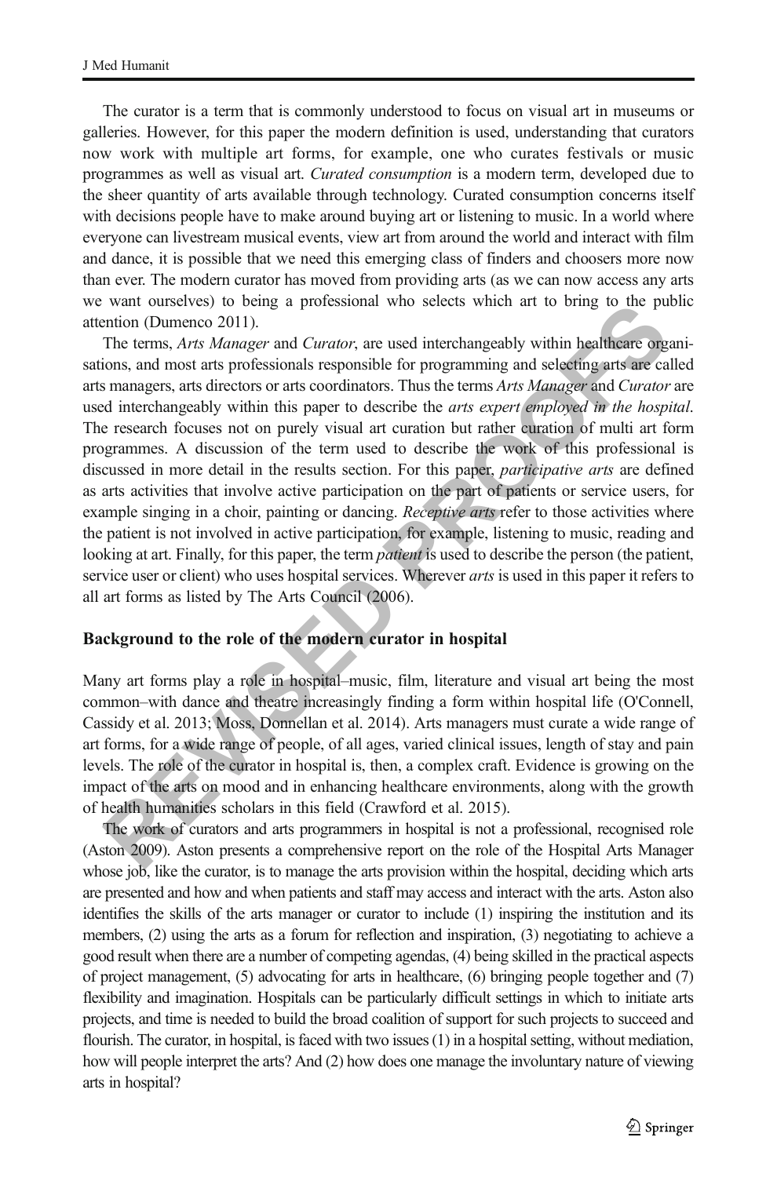The curator is a term that is commonly understood to focus on visual art in museums or galleries. However, for this paper the modern definition is used, understanding that curators now work with multiple art forms, for example, one who curates festivals or music programmes as well as visual art. *Curated consumption* is a modern term, developed due to the sheer quantity of arts available through technology. Curated consumption concerns itself with decisions people have to make around buying art or listening to music. In a world where everyone can livestream musical events, view art from around the world and interact with film and dance, it is possible that we need this emerging class of finders and choosers more now than ever. The modern curator has moved from providing arts (as we can now access any arts we want ourselves) to being a professional who selects which art to bring to the public attention (Dumenco 2011).

The terms, *Arts Manager* and *Curator*, are used interchangeably within healthcare organisations, and most arts professionals responsible for programming and selecting arts are called arts managers, arts directors or arts coordinators. Thus the terms *Arts Manager* and *Curator* are used interchangeably within this paper to describe the *arts expert employed in the hospital*. The research focuses not on purely visual art curation but rather curation of multi art form programmes. A discussion of the term used to describe the work of this professional is discussed in more detail in the results section. For this paper, *participative arts* are defined as arts activities that involve active participation on the part of patients or service users, for example singing in a choir, painting or dancing. *Receptive arts* refer to those activities where the patient is not involved in active participation, for example, listening to music, reading and looking at art. Finally, for this paper, the term *patient* is used to describe the person (the patient, service user or client) who uses hospital services. Wherever *arts* is used in this paper it refers to all art forms as listed by The Arts Council (2006).

## Background to the role of the modern curator in hospital

Many art forms play a role in hospital–music, film, literature and visual art being the most common–with dance and theatre increasingly finding a form within hospital life (O'Connell, Cassidy et al. 2013; Moss, Donnellan et al. 2014). Arts managers must curate a wide range of art forms, for a wide range of people, of all ages, varied clinical issues, length of stay and pain levels. The role of the curator in hospital is, then, a complex craft. Evidence is growing on the impact of the arts on mood and in enhancing healthcare environments, along with the growth of health humanities scholars in this field (Crawford et al. 2015).

The work of curators and arts programmers in hospital is not a professional, recognised role (Aston 2009). Aston presents a comprehensive report on the role of the Hospital Arts Manager whose job, like the curator, is to manage the arts provision within the hospital, deciding which arts are presented and how and when patients and staff may access and interact with the arts. Aston also identifies the skills of the arts manager or curator to include (1) inspiring the institution and its members, (2) using the arts as a forum for reflection and inspiration, (3) negotiating to achieve a good result when there are a number of competing agendas, (4) being skilled in the practical aspects of project management, (5) advocating for arts in healthcare, (6) bringing people together and (7) flexibility and imagination. Hospitals can be particularly difficult settings in which to initiate arts projects, and time is needed to build the broad coalition of support for such projects to succeed and flourish. The curator, in hospital, is faced with two issues (1) in a hospital setting, without mediation, how will people interpret the arts? And (2) how does one manage the involuntary nature of viewing arts in hospital?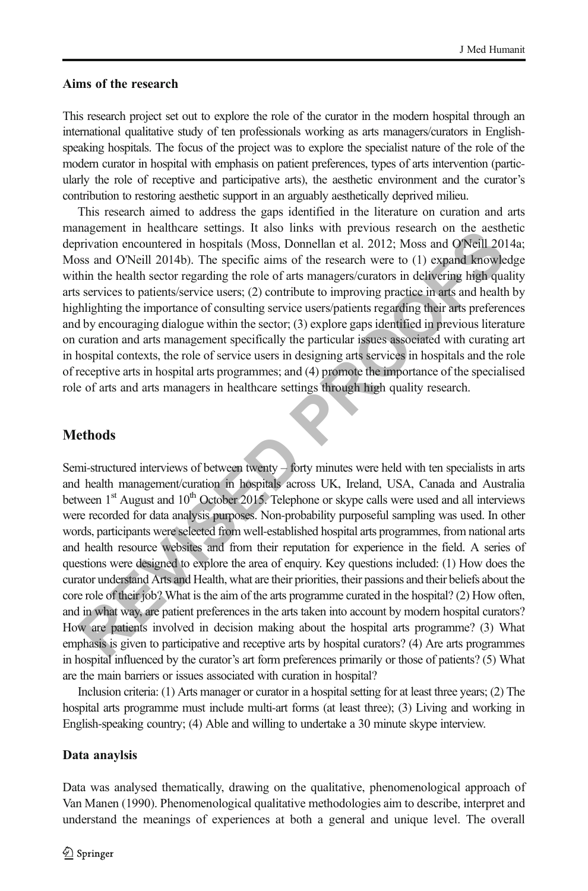### Aims of the research

This research project set out to explore the role of the curator in the modern hospital through an international qualitative study of ten professionals working as arts managers/curators in English-speaking hospitals. The focus of the project was to explore the specialist nature of the role of the modern curator in hospital with emphasis on patient preferences, types of arts intervention (particularly the role of receptive and participative arts), the aesthetic environment and the curator's contribution to restoring aesthetic support in an arguably aesthetically deprived milieu.

This research aimed to address the gaps identified in the literature on curation and arts management in healthcare settings. It also links with previous research on the aesthetic deprivation encountered in hospitals (Moss, Donnellan et al. 2012; Moss and O'Neill 2014a; Moss and O'Neill 2014b). The specific aims of the research were to (1) expand knowledge within the health sector regarding the role of arts managers/curators in delivering high quality arts services to patients/service users; (2) contribute to improving practice in arts and health by highlighting the importance of consulting service users/patients regarding their arts preferences and by encouraging dialogue within the sector; (3) explore gaps identified in previous literature on curation and arts management specifically the particular issues associated with curating art in hospital contexts, the role of service users in designing arts services in hospitals and the role of receptive arts in hospital arts programmes; and (4) promote the importance of the specialised role of arts and arts managers in healthcare settings through high quality research.

## Methods

Semi-structured interviews of between twenty – forty minutes were held with ten specialists in arts and health management/curation in hospitals across UK, Ireland, USA, Canada and Australia between 1st August and 10th October 2015. Telephone or skype calls were used and all interviews were recorded for data analysis purposes. Non-probability purposeful sampling was used. In other words, participants were selected from well-established hospital arts programmes, from national arts and health resource websites and from their reputation for experience in the field. A series of questions were designed to explore the area of enquiry. Key questions included: (1) How does the curator understand Arts and Health, what are their priorities, their passions and their beliefs about the core role of their job? What is the aim of the arts programme curated in the hospital? (2) How often, and in what way, are patient preferences in the arts taken into account by modern hospital curators? How are patients involved in decision making about the hospital arts programme? (3) What emphasis is given to participative and receptive arts by hospital curators? (4) Are arts programmes in hospital influenced by the curator's art form preferences primarily or those of patients? (5) What are the main barriers or issues associated with curation in hospital?

Inclusion criteria: (1) Arts manager or curator in a hospital setting for at least three years; (2) The hospital arts programme must include multi-art forms (at least three); (3) Living and working in English-speaking country; (4) Able and willing to undertake a 30 minute skype interview.

### Data anaylsis

Data was analysed thematically, drawing on the qualitative, phenomenological approach of Van Manen (1990). Phenomenological qualitative methodologies aim to describe, interpret and understand the meanings of experiences at both a general and unique level. The overall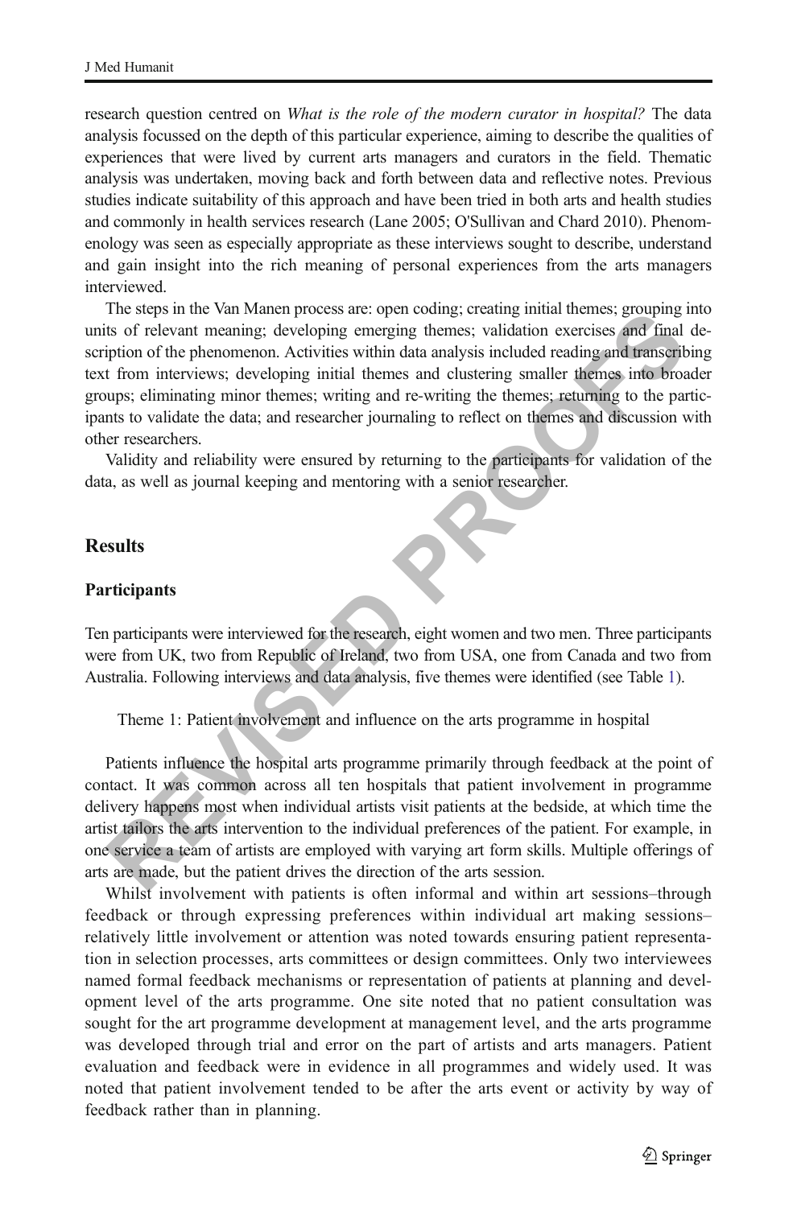research question centred on *What is the role of the modern curator in hospital?* The data analysis focussed on the depth of this particular experience, aiming to describe the qualities of experiences that were lived by current arts managers and curators in the field. Thematic analysis was undertaken, moving back and forth between data and reflective notes. Previous studies indicate suitability of this approach and have been tried in both arts and health studies and commonly in health services research (Lane 2005; O'Sullivan and Chard 2010). Phenomenology was seen as especially appropriate as these interviews sought to describe, understand and gain insight into the rich meaning of personal experiences from the arts managers interviewed.

The steps in the Van Manen process are: open coding; creating initial themes; grouping into units of relevant meaning; developing emerging themes; validation exercises and final description of the phenomenon. Activities within data analysis included reading and transcribing text from interviews; developing initial themes and clustering smaller themes into broader groups; eliminating minor themes; writing and re-writing the themes; returning to the participants to validate the data; and researcher journaling to reflect on themes and discussion with other researchers.

Validity and reliability were ensured by returning to the participants for validation of the data, as well as journal keeping and mentoring with a senior researcher.

## Results

### Participants

Ten participants were interviewed for the research, eight women and two men. Three participants were from UK, two from Republic of Ireland, two from USA, one from Canada and two from Australia. Following interviews and data analysis, five themes were identified (see Table 1).

Theme 1: Patient involvement and influence on the arts programme in hospital

Patients influence the hospital arts programme primarily through feedback at the point of contact. It was common across all ten hospitals that patient involvement in programme delivery happens most when individual artists visit patients at the bedside, at which time the artist tailors the arts intervention to the individual preferences of the patient. For example, in one service a team of artists are employed with varying art form skills. Multiple offerings of arts are made, but the patient drives the direction of the arts session.

Whilst involvement with patients is often informal and within art sessions–through feedback or through expressing preferences within individual art making sessions–relatively little involvement or attention was noted towards ensuring patient representation in selection processes, arts committees or design committees. Only two interviewees named formal feedback mechanisms or representation of patients at planning and development level of the arts programme. One site noted that no patient consultation was sought for the art programme development at management level, and the arts programme was developed through trial and error on the part of artists and arts managers. Patient evaluation and feedback were in evidence in all programmes and widely used. It was noted that patient involvement tended to be after the arts event or activity by way of feedback rather than in planning.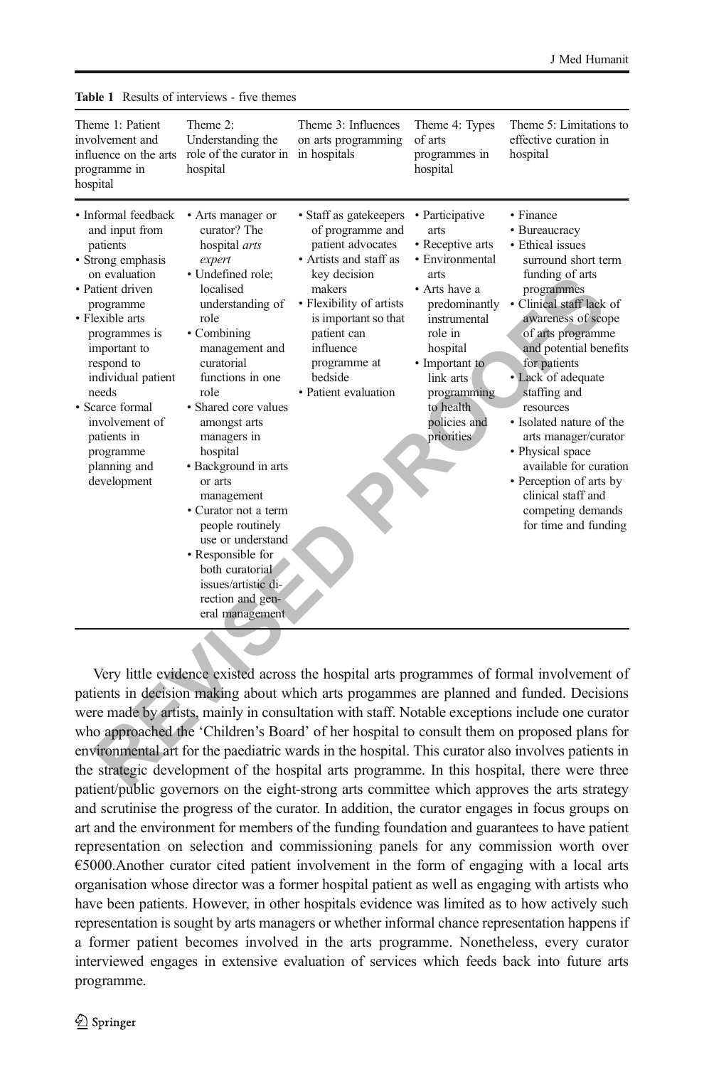**Table 1** Results of interviews - five themes

| Theme 1: Patient involvement and influence on the arts programme in hospital | Theme 2: Understanding the role of the curator in hospital | Theme 3: Influences on arts programming in hospitals | Theme 4: Types of arts programmes in hospital | Theme 5: Limitations to effective curation in hospital |
|---|---|---|---|---|
| • Informal feedback and input from patients<br>• Strong emphasis on evaluation<br>• Patient driven programme<br>• Flexible arts programmes is important to respond to individual patient needs<br>• Scarce formal involvement of patients in programme planning and development | • Arts manager or curator? The hospital *arts expert*<br>• Undefined role; localised understanding of role<br>• Combining management and curatorial functions in one role<br>• Shared core values amongst arts managers in hospital<br>• Background in arts or arts management<br>• Curator not a term people routinely use or understand<br>• Responsible for both curatorial issues/artistic direction and general management | • Staff as gatekeepers of programme and patient advocates<br>• Artists and staff as key decision makers<br>• Flexibility of artists is important so that patient can influence programme at bedside<br>• Patient evaluation | • Participative arts<br>• Receptive arts<br>• Environmental arts<br>• Arts have a predominantly instrumental role in hospital<br>• Important to link arts programming to health policies and priorities | • Finance<br>• Bureaucracy<br>• Ethical issues surround short term funding of arts programmes<br>• Clinical staff lack of awareness of scope of arts programme and potential benefits for patients<br>• Lack of adequate staffing and resources<br>• Isolated nature of the arts manager/curator<br>• Physical space available for curation<br>• Perception of arts by clinical staff and competing demands for time and funding |

Very little evidence existed across the hospital arts programmes of formal involvement of patients in decision making about which arts progammes are planned and funded. Decisions were made by artists, mainly in consultation with staff. Notable exceptions include one curator who approached the 'Children's Board' of her hospital to consult them on proposed plans for environmental art for the paediatric wards in the hospital. This curator also involves patients in the strategic development of the hospital arts programme. In this hospital, there were three patient/public governors on the eight-strong arts committee which approves the arts strategy and scrutinise the progress of the curator. In addition, the curator engages in focus groups on art and the environment for members of the funding foundation and guarantees to have patient representation on selection and commissioning panels for any commission worth over €5000.Another curator cited patient involvement in the form of engaging with a local arts organisation whose director was a former hospital patient as well as engaging with artists who have been patients. However, in other hospitals evidence was limited as to how actively such representation is sought by arts managers or whether informal chance representation happens if a former patient becomes involved in the arts programme. Nonetheless, every curator interviewed engages in extensive evaluation of services which feeds back into future arts programme.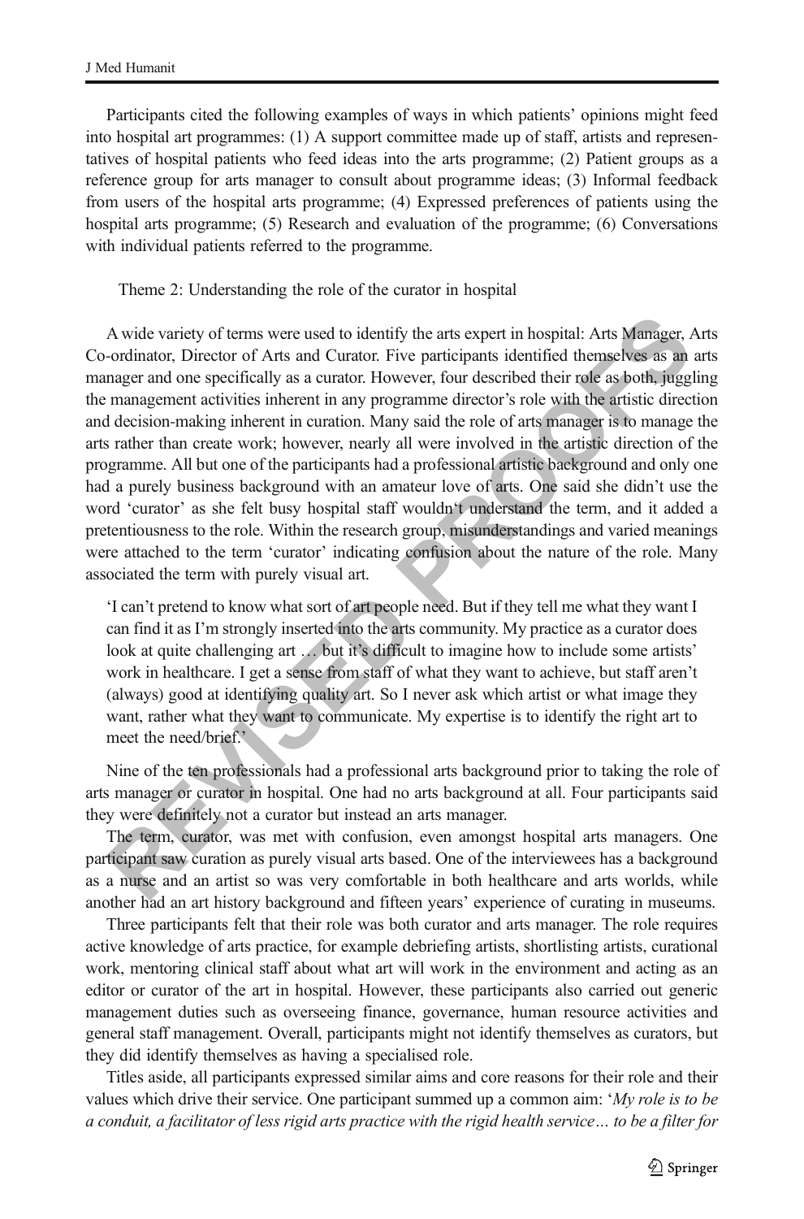Participants cited the following examples of ways in which patients' opinions might feed into hospital art programmes: (1) A support committee made up of staff, artists and representatives of hospital patients who feed ideas into the arts programme; (2) Patient groups as a reference group for arts manager to consult about programme ideas; (3) Informal feedback from users of the hospital arts programme; (4) Expressed preferences of patients using the hospital arts programme; (5) Research and evaluation of the programme; (6) Conversations with individual patients referred to the programme.

Theme 2: Understanding the role of the curator in hospital

A wide variety of terms were used to identify the arts expert in hospital: Arts Manager, Arts Co-ordinator, Director of Arts and Curator. Five participants identified themselves as an arts manager and one specifically as a curator. However, four described their role as both, juggling the management activities inherent in any programme director's role with the artistic direction and decision-making inherent in curation. Many said the role of arts manager is to manage the arts rather than create work; however, nearly all were involved in the artistic direction of the programme. All but one of the participants had a professional artistic background and only one had a purely business background with an amateur love of arts. One said she didn't use the word 'curator' as she felt busy hospital staff wouldn't understand the term, and it added a pretentiousness to the role. Within the research group, misunderstandings and varied meanings were attached to the term 'curator' indicating confusion about the nature of the role. Many associated the term with purely visual art.

> 'I can't pretend to know what sort of art people need. But if they tell me what they want I can find it as I'm strongly inserted into the arts community. My practice as a curator does look at quite challenging art … but it's difficult to imagine how to include some artists' work in healthcare. I get a sense from staff of what they want to achieve, but staff aren't (always) good at identifying quality art. So I never ask which artist or what image they want, rather what they want to communicate. My expertise is to identify the right art to meet the need/brief.'

Nine of the ten professionals had a professional arts background prior to taking the role of arts manager or curator in hospital. One had no arts background at all. Four participants said they were definitely not a curator but instead an arts manager.

The term, curator, was met with confusion, even amongst hospital arts managers. One participant saw curation as purely visual arts based. One of the interviewees has a background as a nurse and an artist so was very comfortable in both healthcare and arts worlds, while another had an art history background and fifteen years' experience of curating in museums.

Three participants felt that their role was both curator and arts manager. The role requires active knowledge of arts practice, for example debriefing artists, shortlisting artists, curational work, mentoring clinical staff about what art will work in the environment and acting as an editor or curator of the art in hospital. However, these participants also carried out generic management duties such as overseeing finance, governance, human resource activities and general staff management. Overall, participants might not identify themselves as curators, but they did identify themselves as having a specialised role.

Titles aside, all participants expressed similar aims and core reasons for their role and their values which drive their service. One participant summed up a common aim: '*My role is to be a conduit, a facilitator of less rigid arts practice with the rigid health service… to be a filter for*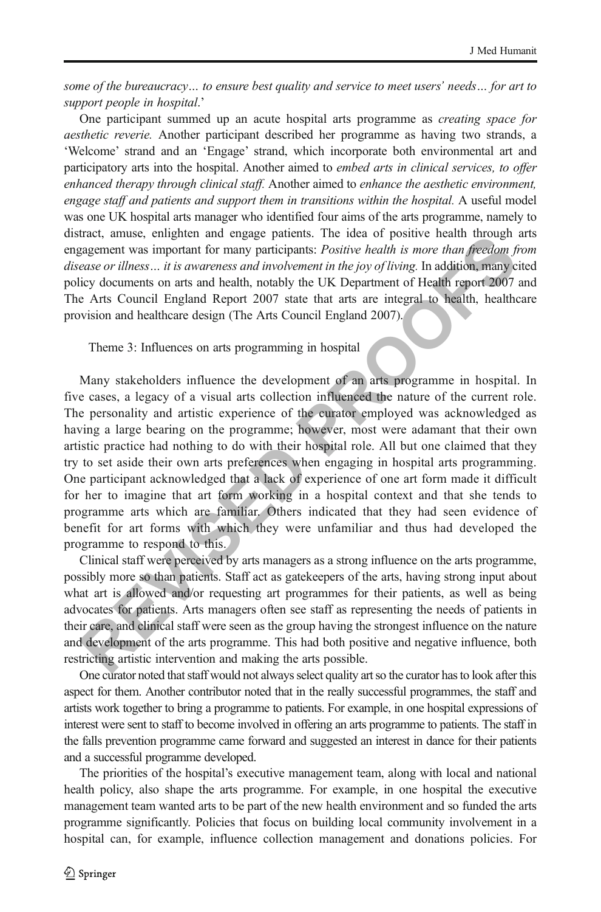*some of the bureaucracy… to ensure best quality and service to meet users' needs… for art to support people in hospital.*'

One participant summed up an acute hospital arts programme as *creating space for aesthetic reverie.* Another participant described her programme as having two strands, a 'Welcome' strand and an 'Engage' strand, which incorporate both environmental art and participatory arts into the hospital. Another aimed to *embed arts in clinical services, to offer enhanced therapy through clinical staff.* Another aimed to *enhance the aesthetic environment, engage staff and patients and support them in transitions within the hospital.* A useful model was one UK hospital arts manager who identified four aims of the arts programme, namely to distract, amuse, enlighten and engage patients. The idea of positive health through arts engagement was important for many participants: *Positive health is more than freedom from disease or illness… it is awareness and involvement in the joy of living.* In addition, many cited policy documents on arts and health, notably the UK Department of Health report 2007 and The Arts Council England Report 2007 state that arts are integral to health, healthcare provision and healthcare design (The Arts Council England 2007).

Theme 3: Influences on arts programming in hospital

Many stakeholders influence the development of an arts programme in hospital. In five cases, a legacy of a visual arts collection influenced the nature of the current role. The personality and artistic experience of the curator employed was acknowledged as having a large bearing on the programme; however, most were adamant that their own artistic practice had nothing to do with their hospital role. All but one claimed that they try to set aside their own arts preferences when engaging in hospital arts programming. One participant acknowledged that a lack of experience of one art form made it difficult for her to imagine that art form working in a hospital context and that she tends to programme arts which are familiar. Others indicated that they had seen evidence of benefit for art forms with which they were unfamiliar and thus had developed the programme to respond to this.

Clinical staff were perceived by arts managers as a strong influence on the arts programme, possibly more so than patients. Staff act as gatekeepers of the arts, having strong input about what art is allowed and/or requesting art programmes for their patients, as well as being advocates for patients. Arts managers often see staff as representing the needs of patients in their care, and clinical staff were seen as the group having the strongest influence on the nature and development of the arts programme. This had both positive and negative influence, both restricting artistic intervention and making the arts possible.

One curator noted that staff would not always select quality art so the curator has to look after this aspect for them. Another contributor noted that in the really successful programmes, the staff and artists work together to bring a programme to patients. For example, in one hospital expressions of interest were sent to staff to become involved in offering an arts programme to patients. The staff in the falls prevention programme came forward and suggested an interest in dance for their patients and a successful programme developed.

The priorities of the hospital's executive management team, along with local and national health policy, also shape the arts programme. For example, in one hospital the executive management team wanted arts to be part of the new health environment and so funded the arts programme significantly. Policies that focus on building local community involvement in a hospital can, for example, influence collection management and donations policies. For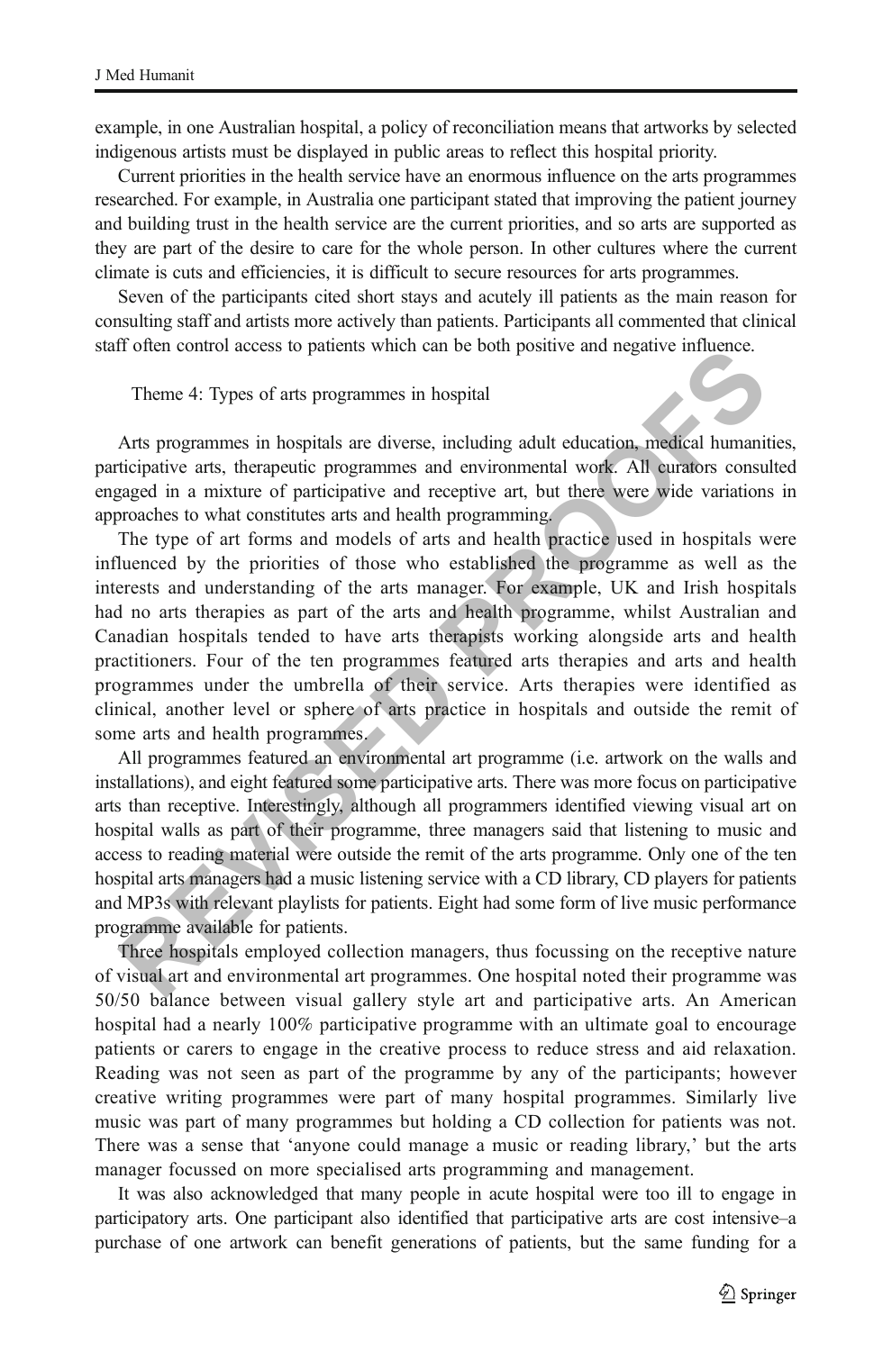example, in one Australian hospital, a policy of reconciliation means that artworks by selected indigenous artists must be displayed in public areas to reflect this hospital priority.

Current priorities in the health service have an enormous influence on the arts programmes researched. For example, in Australia one participant stated that improving the patient journey and building trust in the health service are the current priorities, and so arts are supported as they are part of the desire to care for the whole person. In other cultures where the current climate is cuts and efficiencies, it is difficult to secure resources for arts programmes.

Seven of the participants cited short stays and acutely ill patients as the main reason for consulting staff and artists more actively than patients. Participants all commented that clinical staff often control access to patients which can be both positive and negative influence.

Theme 4: Types of arts programmes in hospital

Arts programmes in hospitals are diverse, including adult education, medical humanities, participative arts, therapeutic programmes and environmental work. All curators consulted engaged in a mixture of participative and receptive art, but there were wide variations in approaches to what constitutes arts and health programming.

The type of art forms and models of arts and health practice used in hospitals were influenced by the priorities of those who established the programme as well as the interests and understanding of the arts manager. For example, UK and Irish hospitals had no arts therapies as part of the arts and health programme, whilst Australian and Canadian hospitals tended to have arts therapists working alongside arts and health practitioners. Four of the ten programmes featured arts therapies and arts and health programmes under the umbrella of their service. Arts therapies were identified as clinical, another level or sphere of arts practice in hospitals and outside the remit of some arts and health programmes.

All programmes featured an environmental art programme (i.e. artwork on the walls and installations), and eight featured some participative arts. There was more focus on participative arts than receptive. Interestingly, although all programmers identified viewing visual art on hospital walls as part of their programme, three managers said that listening to music and access to reading material were outside the remit of the arts programme. Only one of the ten hospital arts managers had a music listening service with a CD library, CD players for patients and MP3s with relevant playlists for patients. Eight had some form of live music performance programme available for patients.

Three hospitals employed collection managers, thus focussing on the receptive nature of visual art and environmental art programmes. One hospital noted their programme was 50/50 balance between visual gallery style art and participative arts. An American hospital had a nearly 100% participative programme with an ultimate goal to encourage patients or carers to engage in the creative process to reduce stress and aid relaxation. Reading was not seen as part of the programme by any of the participants; however creative writing programmes were part of many hospital programmes. Similarly live music was part of many programmes but holding a CD collection for patients was not. There was a sense that 'anyone could manage a music or reading library,' but the arts manager focussed on more specialised arts programming and management.

It was also acknowledged that many people in acute hospital were too ill to engage in participatory arts. One participant also identified that participative arts are cost intensive–a purchase of one artwork can benefit generations of patients, but the same funding for a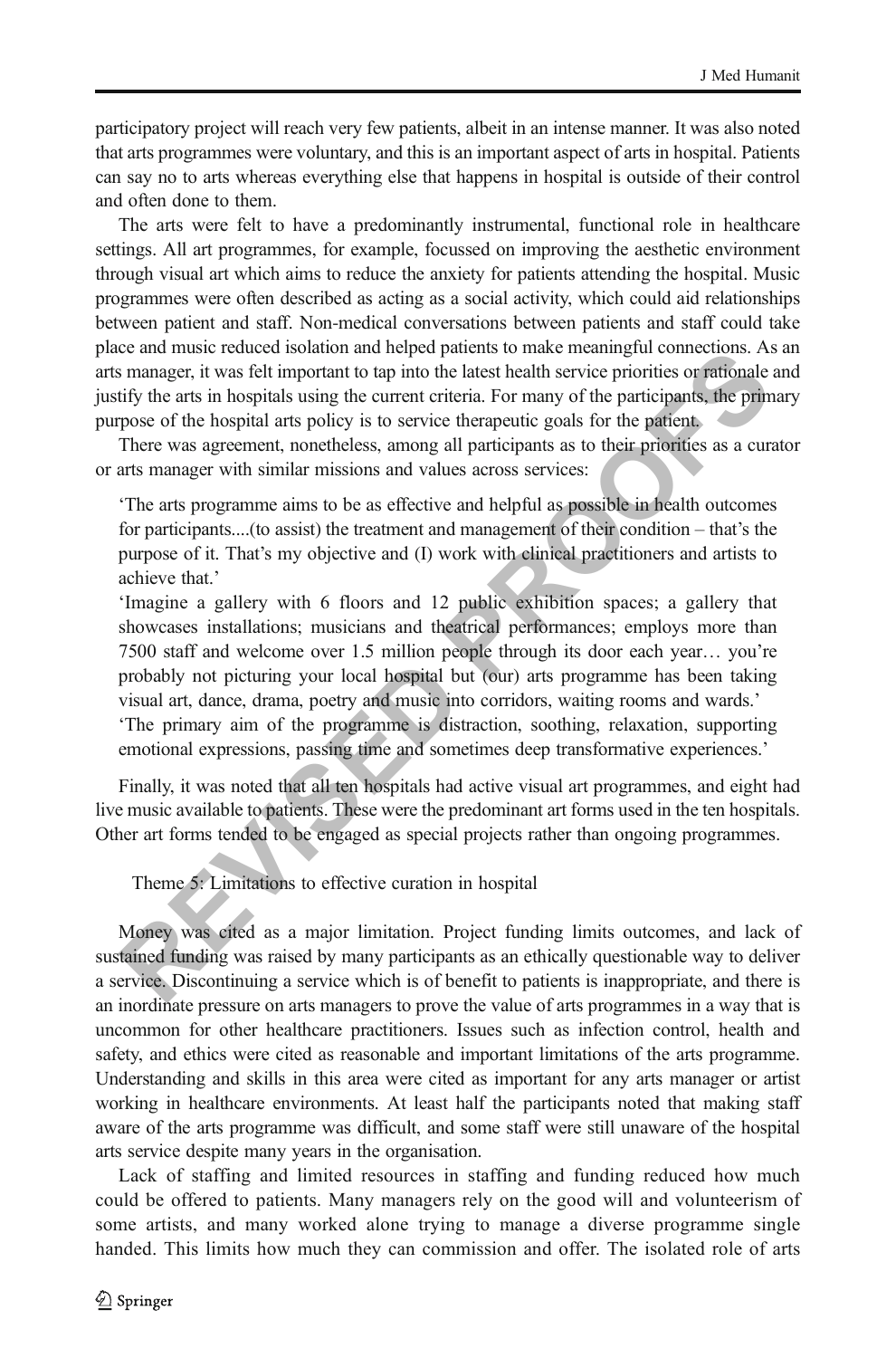participatory project will reach very few patients, albeit in an intense manner. It was also noted that arts programmes were voluntary, and this is an important aspect of arts in hospital. Patients can say no to arts whereas everything else that happens in hospital is outside of their control and often done to them.

The arts were felt to have a predominantly instrumental, functional role in healthcare settings. All art programmes, for example, focussed on improving the aesthetic environment through visual art which aims to reduce the anxiety for patients attending the hospital. Music programmes were often described as acting as a social activity, which could aid relationships between patient and staff. Non-medical conversations between patients and staff could take place and music reduced isolation and helped patients to make meaningful connections. As an arts manager, it was felt important to tap into the latest health service priorities or rationale and justify the arts in hospitals using the current criteria. For many of the participants, the primary purpose of the hospital arts policy is to service therapeutic goals for the patient.

There was agreement, nonetheless, among all participants as to their priorities as a curator or arts manager with similar missions and values across services:

> 'The arts programme aims to be as effective and helpful as possible in health outcomes for participants....(to assist) the treatment and management of their condition – that's the purpose of it. That's my objective and (I) work with clinical practitioners and artists to achieve that.'
>
> 'Imagine a gallery with 6 floors and 12 public exhibition spaces; a gallery that showcases installations; musicians and theatrical performances; employs more than 7500 staff and welcome over 1.5 million people through its door each year… you're probably not picturing your local hospital but (our) arts programme has been taking visual art, dance, drama, poetry and music into corridors, waiting rooms and wards.'
>
> 'The primary aim of the programme is distraction, soothing, relaxation, supporting emotional expressions, passing time and sometimes deep transformative experiences.'

Finally, it was noted that all ten hospitals had active visual art programmes, and eight had live music available to patients. These were the predominant art forms used in the ten hospitals. Other art forms tended to be engaged as special projects rather than ongoing programmes.

Theme 5: Limitations to effective curation in hospital

Money was cited as a major limitation. Project funding limits outcomes, and lack of sustained funding was raised by many participants as an ethically questionable way to deliver a service. Discontinuing a service which is of benefit to patients is inappropriate, and there is an inordinate pressure on arts managers to prove the value of arts programmes in a way that is uncommon for other healthcare practitioners. Issues such as infection control, health and safety, and ethics were cited as reasonable and important limitations of the arts programme. Understanding and skills in this area were cited as important for any arts manager or artist working in healthcare environments. At least half the participants noted that making staff aware of the arts programme was difficult, and some staff were still unaware of the hospital arts service despite many years in the organisation.

Lack of staffing and limited resources in staffing and funding reduced how much could be offered to patients. Many managers rely on the good will and volunteerism of some artists, and many worked alone trying to manage a diverse programme single handed. This limits how much they can commission and offer. The isolated role of arts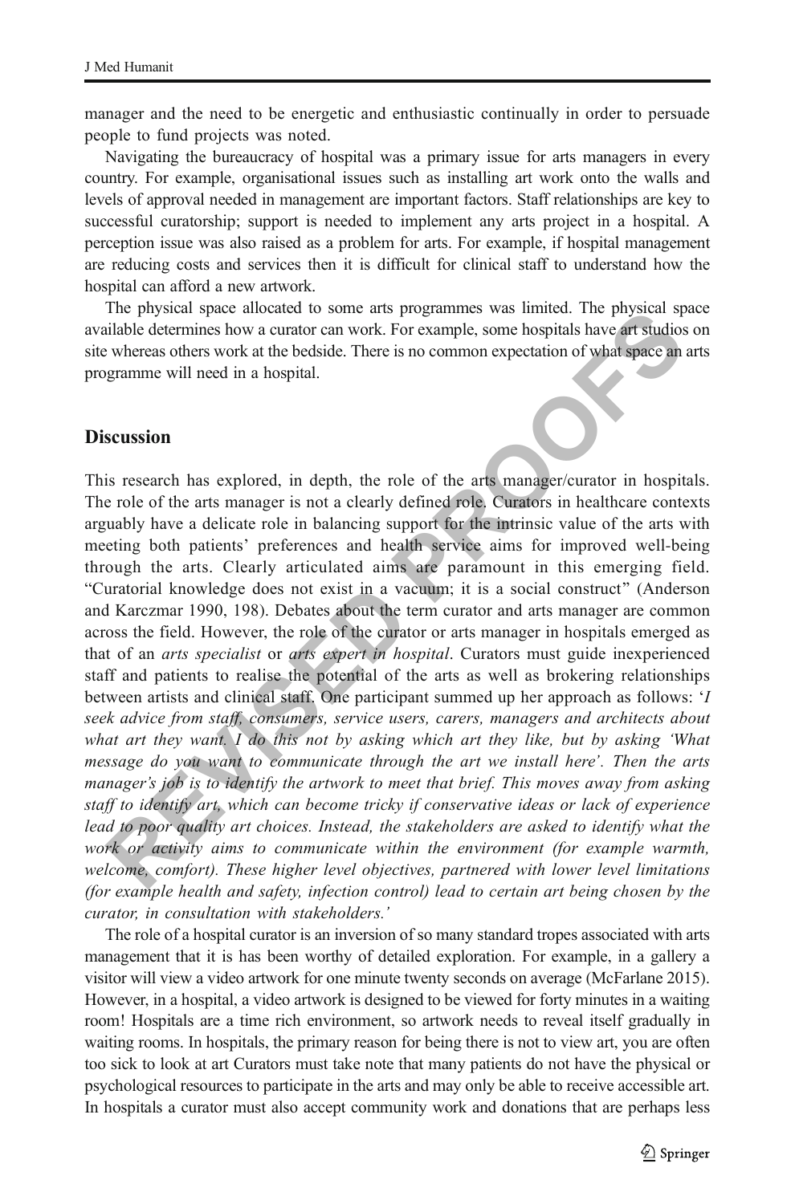manager and the need to be energetic and enthusiastic continually in order to persuade people to fund projects was noted.

Navigating the bureaucracy of hospital was a primary issue for arts managers in every country. For example, organisational issues such as installing art work onto the walls and levels of approval needed in management are important factors. Staff relationships are key to successful curatorship; support is needed to implement any arts project in a hospital. A perception issue was also raised as a problem for arts. For example, if hospital management are reducing costs and services then it is difficult for clinical staff to understand how the hospital can afford a new artwork.

The physical space allocated to some arts programmes was limited. The physical space available determines how a curator can work. For example, some hospitals have art studios on site whereas others work at the bedside. There is no common expectation of what space an arts programme will need in a hospital.

## Discussion

This research has explored, in depth, the role of the arts manager/curator in hospitals. The role of the arts manager is not a clearly defined role. Curators in healthcare contexts arguably have a delicate role in balancing support for the intrinsic value of the arts with meeting both patients' preferences and health service aims for improved well-being through the arts. Clearly articulated aims are paramount in this emerging field. "Curatorial knowledge does not exist in a vacuum; it is a social construct" (Anderson and Karczmar 1990, 198). Debates about the term curator and arts manager are common across the field. However, the role of the curator or arts manager in hospitals emerged as that of an *arts specialist* or *arts expert in hospital*. Curators must guide inexperienced staff and patients to realise the potential of the arts as well as brokering relationships between artists and clinical staff. One participant summed up her approach as follows: '*I seek advice from staff, consumers, service users, carers, managers and architects about what art they want. I do this not by asking which art they like, but by asking 'What message do you want to communicate through the art we install here'. Then the arts manager's job is to identify the artwork to meet that brief. This moves away from asking staff to identify art, which can become tricky if conservative ideas or lack of experience lead to poor quality art choices. Instead, the stakeholders are asked to identify what the work or activity aims to communicate within the environment (for example warmth, welcome, comfort). These higher level objectives, partnered with lower level limitations (for example health and safety, infection control) lead to certain art being chosen by the curator, in consultation with stakeholders.*'

The role of a hospital curator is an inversion of so many standard tropes associated with arts management that it is has been worthy of detailed exploration. For example, in a gallery a visitor will view a video artwork for one minute twenty seconds on average (McFarlane 2015). However, in a hospital, a video artwork is designed to be viewed for forty minutes in a waiting room! Hospitals are a time rich environment, so artwork needs to reveal itself gradually in waiting rooms. In hospitals, the primary reason for being there is not to view art, you are often too sick to look at art Curators must take note that many patients do not have the physical or psychological resources to participate in the arts and may only be able to receive accessible art. In hospitals a curator must also accept community work and donations that are perhaps less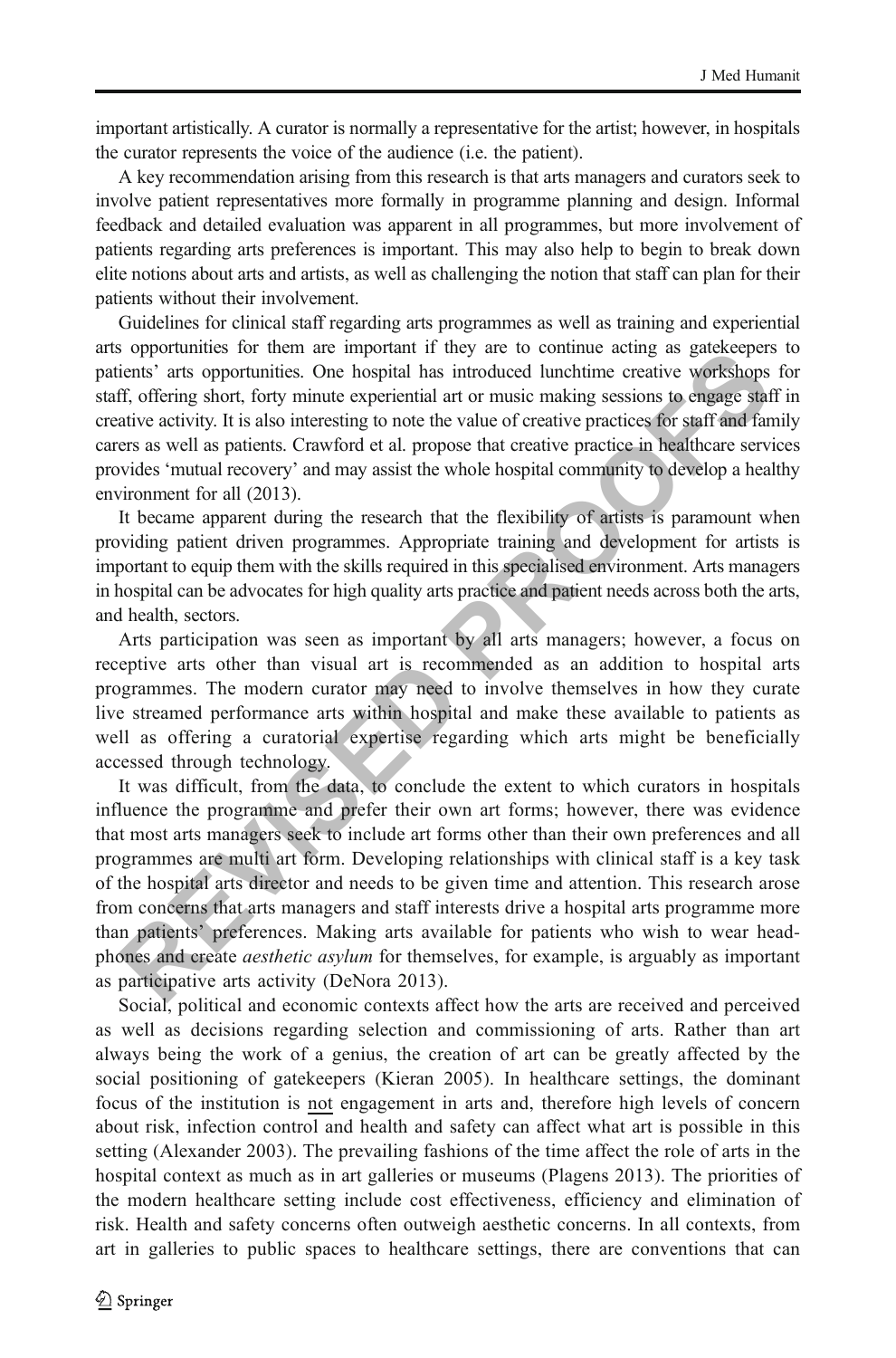important artistically. A curator is normally a representative for the artist; however, in hospitals the curator represents the voice of the audience (i.e. the patient).

A key recommendation arising from this research is that arts managers and curators seek to involve patient representatives more formally in programme planning and design. Informal feedback and detailed evaluation was apparent in all programmes, but more involvement of patients regarding arts preferences is important. This may also help to begin to break down elite notions about arts and artists, as well as challenging the notion that staff can plan for their patients without their involvement.

Guidelines for clinical staff regarding arts programmes as well as training and experiential arts opportunities for them are important if they are to continue acting as gatekeepers to patients' arts opportunities. One hospital has introduced lunchtime creative workshops for staff, offering short, forty minute experiential art or music making sessions to engage staff in creative activity. It is also interesting to note the value of creative practices for staff and family carers as well as patients. Crawford et al. propose that creative practice in healthcare services provides 'mutual recovery' and may assist the whole hospital community to develop a healthy environment for all (2013).

It became apparent during the research that the flexibility of artists is paramount when providing patient driven programmes. Appropriate training and development for artists is important to equip them with the skills required in this specialised environment. Arts managers in hospital can be advocates for high quality arts practice and patient needs across both the arts, and health, sectors.

Arts participation was seen as important by all arts managers; however, a focus on receptive arts other than visual art is recommended as an addition to hospital arts programmes. The modern curator may need to involve themselves in how they curate live streamed performance arts within hospital and make these available to patients as well as offering a curatorial expertise regarding which arts might be beneficially accessed through technology.

It was difficult, from the data, to conclude the extent to which curators in hospitals influence the programme and prefer their own art forms; however, there was evidence that most arts managers seek to include art forms other than their own preferences and all programmes are multi art form. Developing relationships with clinical staff is a key task of the hospital arts director and needs to be given time and attention. This research arose from concerns that arts managers and staff interests drive a hospital arts programme more than patients' preferences. Making arts available for patients who wish to wear headphones and create *aesthetic asylum* for themselves, for example, is arguably as important as participative arts activity (DeNora 2013).

Social, political and economic contexts affect how the arts are received and perceived as well as decisions regarding selection and commissioning of arts. Rather than art always being the work of a genius, the creation of art can be greatly affected by the social positioning of gatekeepers (Kieran 2005). In healthcare settings, the dominant focus of the institution is <u>not</u> engagement in arts and, therefore high levels of concern about risk, infection control and health and safety can affect what art is possible in this setting (Alexander 2003). The prevailing fashions of the time affect the role of arts in the hospital context as much as in art galleries or museums (Plagens 2013). The priorities of the modern healthcare setting include cost effectiveness, efficiency and elimination of risk. Health and safety concerns often outweigh aesthetic concerns. In all contexts, from art in galleries to public spaces to healthcare settings, there are conventions that can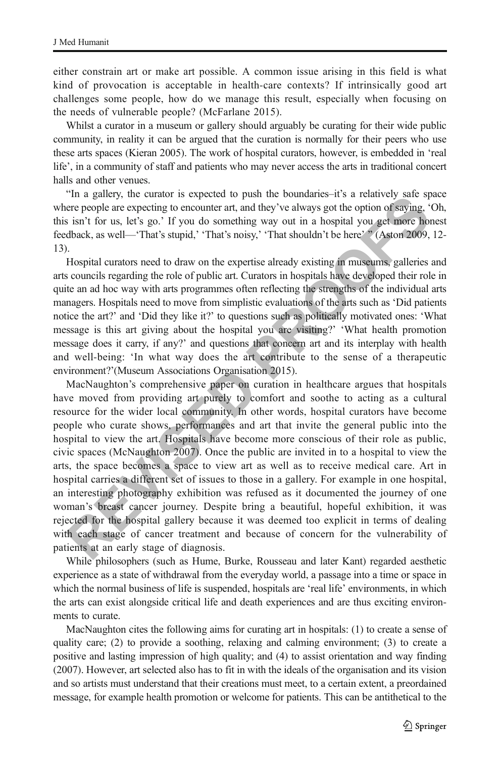either constrain art or make art possible. A common issue arising in this field is what kind of provocation is acceptable in health-care contexts? If intrinsically good art challenges some people, how do we manage this result, especially when focusing on the needs of vulnerable people? (McFarlane 2015).

Whilst a curator in a museum or gallery should arguably be curating for their wide public community, in reality it can be argued that the curation is normally for their peers who use these arts spaces (Kieran 2005). The work of hospital curators, however, is embedded in 'real life', in a community of staff and patients who may never access the arts in traditional concert halls and other venues.

"In a gallery, the curator is expected to push the boundaries–it's a relatively safe space where people are expecting to encounter art, and they've always got the option of saying, 'Oh, this isn't for us, let's go.' If you do something way out in a hospital you get more honest feedback, as well—'That's stupid,' 'That's noisy,' 'That shouldn't be here' " (Aston 2009, 12-13).

Hospital curators need to draw on the expertise already existing in museums, galleries and arts councils regarding the role of public art. Curators in hospitals have developed their role in quite an ad hoc way with arts programmes often reflecting the strengths of the individual arts managers. Hospitals need to move from simplistic evaluations of the arts such as 'Did patients notice the art?' and 'Did they like it?' to questions such as politically motivated ones: 'What message is this art giving about the hospital you are visiting?' 'What health promotion message does it carry, if any?' and questions that concern art and its interplay with health and well-being: 'In what way does the art contribute to the sense of a therapeutic environment?'(Museum Associations Organisation 2015).

MacNaughton's comprehensive paper on curation in healthcare argues that hospitals have moved from providing art purely to comfort and soothe to acting as a cultural resource for the wider local community. In other words, hospital curators have become people who curate shows, performances and art that invite the general public into the hospital to view the art. Hospitals have become more conscious of their role as public, civic spaces (McNaughton 2007). Once the public are invited in to a hospital to view the arts, the space becomes a space to view art as well as to receive medical care. Art in hospital carries a different set of issues to those in a gallery. For example in one hospital, an interesting photography exhibition was refused as it documented the journey of one woman's breast cancer journey. Despite bring a beautiful, hopeful exhibition, it was rejected for the hospital gallery because it was deemed too explicit in terms of dealing with each stage of cancer treatment and because of concern for the vulnerability of patients at an early stage of diagnosis.

While philosophers (such as Hume, Burke, Rousseau and later Kant) regarded aesthetic experience as a state of withdrawal from the everyday world, a passage into a time or space in which the normal business of life is suspended, hospitals are 'real life' environments, in which the arts can exist alongside critical life and death experiences and are thus exciting environments to curate.

MacNaughton cites the following aims for curating art in hospitals: (1) to create a sense of quality care; (2) to provide a soothing, relaxing and calming environment; (3) to create a positive and lasting impression of high quality; and (4) to assist orientation and way finding (2007). However, art selected also has to fit in with the ideals of the organisation and its vision and so artists must understand that their creations must meet, to a certain extent, a preordained message, for example health promotion or welcome for patients. This can be antithetical to the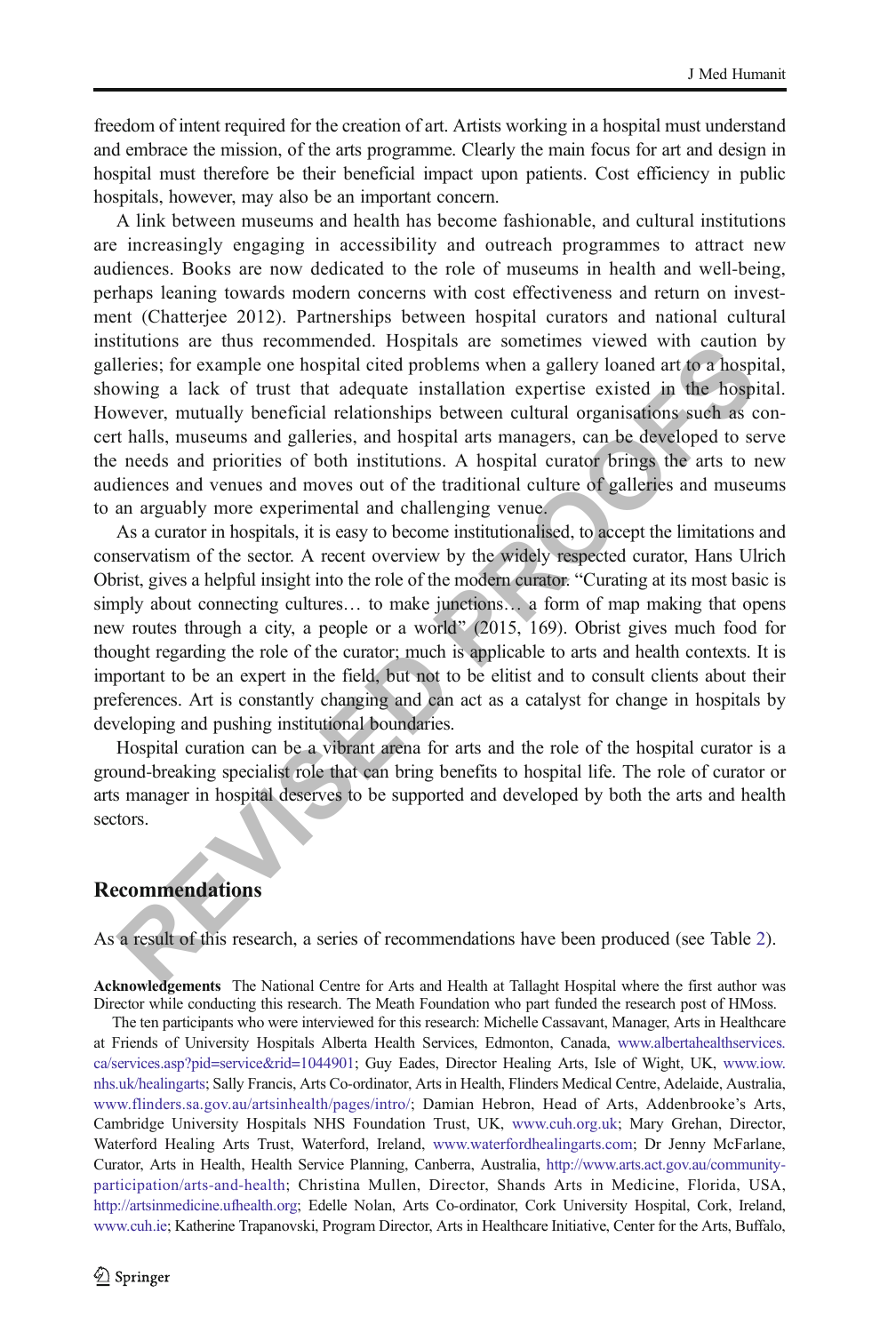freedom of intent required for the creation of art. Artists working in a hospital must understand and embrace the mission, of the arts programme. Clearly the main focus for art and design in hospital must therefore be their beneficial impact upon patients. Cost efficiency in public hospitals, however, may also be an important concern.

A link between museums and health has become fashionable, and cultural institutions are increasingly engaging in accessibility and outreach programmes to attract new audiences. Books are now dedicated to the role of museums in health and well-being, perhaps leaning towards modern concerns with cost effectiveness and return on investment (Chatterjee 2012). Partnerships between hospital curators and national cultural institutions are thus recommended. Hospitals are sometimes viewed with caution by galleries; for example one hospital cited problems when a gallery loaned art to a hospital, showing a lack of trust that adequate installation expertise existed in the hospital. However, mutually beneficial relationships between cultural organisations such as concert halls, museums and galleries, and hospital arts managers, can be developed to serve the needs and priorities of both institutions. A hospital curator brings the arts to new audiences and venues and moves out of the traditional culture of galleries and museums to an arguably more experimental and challenging venue.

As a curator in hospitals, it is easy to become institutionalised, to accept the limitations and conservatism of the sector. A recent overview by the widely respected curator, Hans Ulrich Obrist, gives a helpful insight into the role of the modern curator. "Curating at its most basic is simply about connecting cultures… to make junctions… a form of map making that opens new routes through a city, a people or a world" (2015, 169). Obrist gives much food for thought regarding the role of the curator; much is applicable to arts and health contexts. It is important to be an expert in the field, but not to be elitist and to consult clients about their preferences. Art is constantly changing and can act as a catalyst for change in hospitals by developing and pushing institutional boundaries.

Hospital curation can be a vibrant arena for arts and the role of the hospital curator is a ground-breaking specialist role that can bring benefits to hospital life. The role of curator or arts manager in hospital deserves to be supported and developed by both the arts and health sectors.

## Recommendations

As a result of this research, a series of recommendations have been produced (see Table 2).

**Acknowledgements** The National Centre for Arts and Health at Tallaght Hospital where the first author was Director while conducting this research. The Meath Foundation who part funded the research post of HMoss.

The ten participants who were interviewed for this research: Michelle Cassavant, Manager, Arts in Healthcare at Friends of University Hospitals Alberta Health Services, Edmonton, Canada, www.albertahealthservices.ca/services.asp?pid=service&rid=1044901; Guy Eades, Director Healing Arts, Isle of Wight, UK, www.iow.nhs.uk/healingarts; Sally Francis, Arts Co-ordinator, Arts in Health, Flinders Medical Centre, Adelaide, Australia, www.flinders.sa.gov.au/artsinhealth/pages/intro/; Damian Hebron, Head of Arts, Addenbrooke's Arts, Cambridge University Hospitals NHS Foundation Trust, UK, www.cuh.org.uk; Mary Grehan, Director, Waterford Healing Arts Trust, Waterford, Ireland, www.waterfordhealingarts.com; Dr Jenny McFarlane, Curator, Arts in Health, Health Service Planning, Canberra, Australia, http://www.arts.act.gov.au/community-participation/arts-and-health; Christina Mullen, Director, Shands Arts in Medicine, Florida, USA, http://artsinmedicine.ufhealth.org; Edelle Nolan, Arts Co-ordinator, Cork University Hospital, Cork, Ireland, www.cuh.ie; Katherine Trapanovski, Program Director, Arts in Healthcare Initiative, Center for the Arts, Buffalo,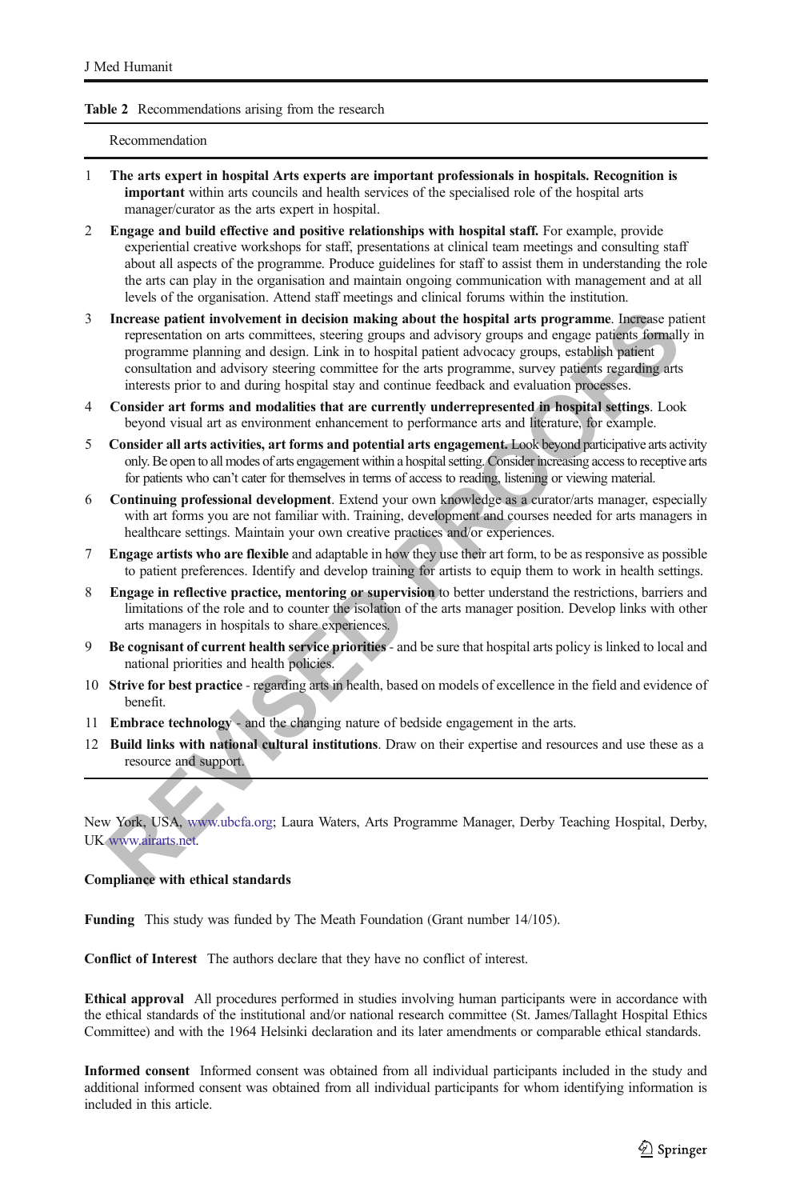**Table 2** Recommendations arising from the research

| | Recommendation |
|---|---|
| 1 | **The arts expert in hospital Arts experts are important professionals in hospitals. Recognition is important** within arts councils and health services of the specialised role of the hospital arts manager/curator as the arts expert in hospital. |
| 2 | **Engage and build effective and positive relationships with hospital staff.** For example, provide experiential creative workshops for staff, presentations at clinical team meetings and consulting staff about all aspects of the programme. Produce guidelines for staff to assist them in understanding the role the arts can play in the organisation and maintain ongoing communication with management and at all levels of the organisation. Attend staff meetings and clinical forums within the institution. |
| 3 | **Increase patient involvement in decision making about the hospital arts programme**. Increase patient representation on arts committees, steering groups and advisory groups and engage patients formally in programme planning and design. Link in to hospital patient advocacy groups, establish patient consultation and advisory steering committee for the arts programme, survey patients regarding arts interests prior to and during hospital stay and continue feedback and evaluation processes. |
| 4 | **Consider art forms and modalities that are currently underrepresented in hospital settings**. Look beyond visual art as environment enhancement to performance arts and literature, for example. |
| 5 | **Consider all arts activities, art forms and potential arts engagement.** Look beyond participative arts activity only. Be open to all modes of arts engagement within a hospital setting. Consider increasing access to receptive arts for patients who can't cater for themselves in terms of access to reading, listening or viewing material. |
| 6 | **Continuing professional development**. Extend your own knowledge as a curator/arts manager, especially with art forms you are not familiar with. Training, development and courses needed for arts managers in healthcare settings. Maintain your own creative practices and/or experiences. |
| 7 | **Engage artists who are flexible** and adaptable in how they use their art form, to be as responsive as possible to patient preferences. Identify and develop training for artists to equip them to work in health settings. |
| 8 | **Engage in reflective practice, mentoring or supervision** to better understand the restrictions, barriers and limitations of the role and to counter the isolation of the arts manager position. Develop links with other arts managers in hospitals to share experiences. |
| 9 | **Be cognisant of current health service priorities** - and be sure that hospital arts policy is linked to local and national priorities and health policies. |
| 10 | **Strive for best practice** - regarding arts in health, based on models of excellence in the field and evidence of benefit. |
| 11 | **Embrace technology** - and the changing nature of bedside engagement in the arts. |
| 12 | **Build links with national cultural institutions**. Draw on their expertise and resources and use these as a resource and support. |

New York, USA, www.ubcfa.org; Laura Waters, Arts Programme Manager, Derby Teaching Hospital, Derby, UK www.airarts.net.

**Compliance with ethical standards**

**Funding** This study was funded by The Meath Foundation (Grant number 14/105).

**Conflict of Interest** The authors declare that they have no conflict of interest.

**Ethical approval** All procedures performed in studies involving human participants were in accordance with the ethical standards of the institutional and/or national research committee (St. James/Tallaght Hospital Ethics Committee) and with the 1964 Helsinki declaration and its later amendments or comparable ethical standards.

**Informed consent** Informed consent was obtained from all individual participants included in the study and additional informed consent was obtained from all individual participants for whom identifying information is included in this article.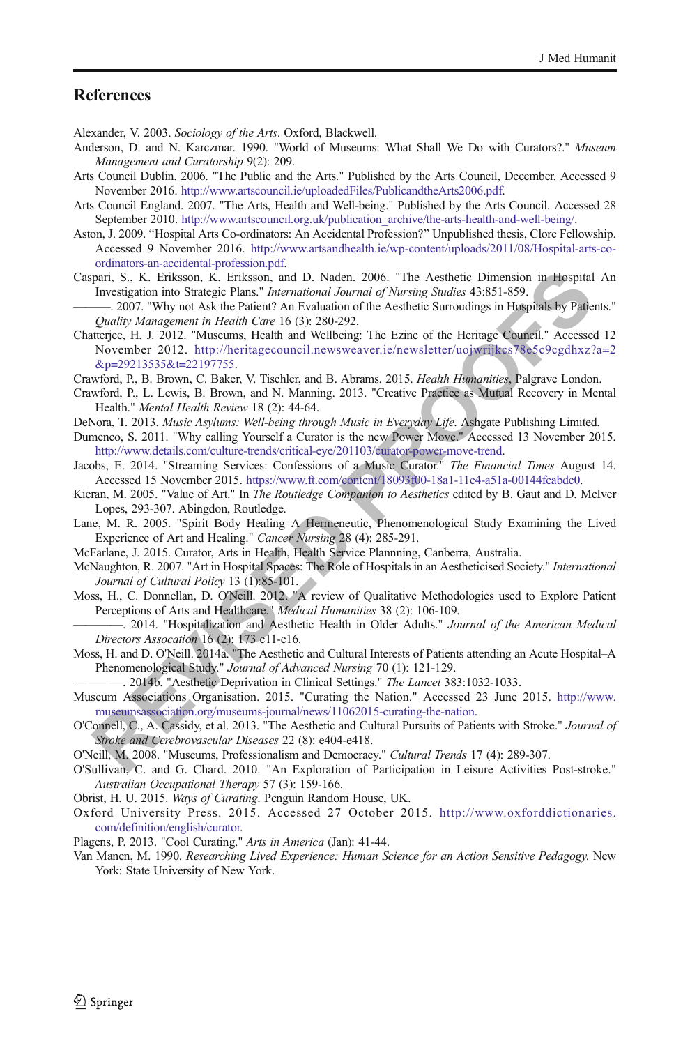## References

Alexander, V. 2003. *Sociology of the Arts*. Oxford, Blackwell.

Anderson, D. and N. Karczmar. 1990. "World of Museums: What Shall We Do with Curators?." *Museum Management and Curatorship* 9(2): 209.

Arts Council Dublin. 2006. "The Public and the Arts." Published by the Arts Council, December. Accessed 9 November 2016. http://www.artscouncil.ie/uploadedFiles/PublicandtheArts2006.pdf.

Arts Council England. 2007. "The Arts, Health and Well-being." Published by the Arts Council. Accessed 28 September 2010. http://www.artscouncil.org.uk/publication_archive/the-arts-health-and-well-being/.

Aston, J. 2009. "Hospital Arts Co-ordinators: An Accidental Profession?" Unpublished thesis, Clore Fellowship. Accessed 9 November 2016. http://www.artsandhealth.ie/wp-content/uploads/2011/08/Hospital-arts-co-ordinators-an-accidental-profession.pdf.

Caspari, S., K. Eriksson, K. Eriksson, and D. Naden. 2006. "The Aesthetic Dimension in Hospital–An Investigation into Strategic Plans." *International Journal of Nursing Studies* 43:851-859.

———. 2007. "Why not Ask the Patient? An Evaluation of the Aesthetic Surroudings in Hospitals by Patients." *Quality Management in Health Care* 16 (3): 280-292.

Chatterjee, H. J. 2012. "Museums, Health and Wellbeing: The Ezine of the Heritage Council." Accessed 12 November 2012. http://heritagecouncil.newsweaver.ie/newsletter/uojwrijkcs78e5c9cgdhxz?a=2&p=29213535&t=22197755.

Crawford, P., B. Brown, C. Baker, V. Tischler, and B. Abrams. 2015. *Health Humanities*, Palgrave London.

Crawford, P., L. Lewis, B. Brown, and N. Manning. 2013. "Creative Practice as Mutual Recovery in Mental Health." *Mental Health Review* 18 (2): 44-64.

DeNora, T. 2013. *Music Asylums: Well-being through Music in Everyday Life*. Ashgate Publishing Limited.

Dumenco, S. 2011. "Why calling Yourself a Curator is the new Power Move." Accessed 13 November 2015. http://www.details.com/culture-trends/critical-eye/201103/curator-power-move-trend.

Jacobs, E. 2014. "Streaming Services: Confessions of a Music Curator." *The Financial Times* August 14. Accessed 15 November 2015. https://www.ft.com/content/18093f00-18a1-11e4-a51a-00144feabdc0.

Kieran, M. 2005. "Value of Art." In *The Routledge Companion to Aesthetics* edited by B. Gaut and D. McIver Lopes, 293-307. Abingdon, Routledge.

Lane, M. R. 2005. "Spirit Body Healing–A Hermeneutic, Phenomenological Study Examining the Lived Experience of Art and Healing." *Cancer Nursing* 28 (4): 285-291.

McFarlane, J. 2015. Curator, Arts in Health, Health Service Plannning, Canberra, Australia.

McNaughton, R. 2007. "Art in Hospital Spaces: The Role of Hospitals in an Aestheticised Society." *International Journal of Cultural Policy* 13 (1):85-101.

Moss, H., C. Donnellan, D. O'Neill. 2012. "A review of Qualitative Methodologies used to Explore Patient Perceptions of Arts and Healthcare." *Medical Humanities* 38 (2): 106-109.

————. 2014. "Hospitalization and Aesthetic Health in Older Adults." *Journal of the American Medical Directors Association* 16 (2): 173 e11-e16.

Moss, H. and D. O'Neill. 2014a. "The Aesthetic and Cultural Interests of Patients attending an Acute Hospital–A Phenomenological Study." *Journal of Advanced Nursing* 70 (1): 121-129.

————. 2014b. "Aesthetic Deprivation in Clinical Settings." *The Lancet* 383:1032-1033.

Museum Associations Organisation. 2015. "Curating the Nation." Accessed 23 June 2015. http://www.museumsassociation.org/museums-journal/news/11062015-curating-the-nation.

O'Connell, C., A. Cassidy, et al. 2013. "The Aesthetic and Cultural Pursuits of Patients with Stroke." *Journal of Stroke and Cerebrovascular Diseases* 22 (8): e404-e418.

O'Neill, M. 2008. "Museums, Professionalism and Democracy." *Cultural Trends* 17 (4): 289-307.

O'Sullivan, C. and G. Chard. 2010. "An Exploration of Participation in Leisure Activities Post-stroke." *Australian Occupational Therapy* 57 (3): 159-166.

Obrist, H. U. 2015. *Ways of Curating*. Penguin Random House, UK.

Oxford University Press. 2015. Accessed 27 October 2015. http://www.oxforddictionaries.com/definition/english/curator.

Plagens, P. 2013. "Cool Curating." *Arts in America* (Jan): 41-44.

Van Manen, M. 1990. *Researching Lived Experience: Human Science for an Action Sensitive Pedagogy*. New York: State University of New York.